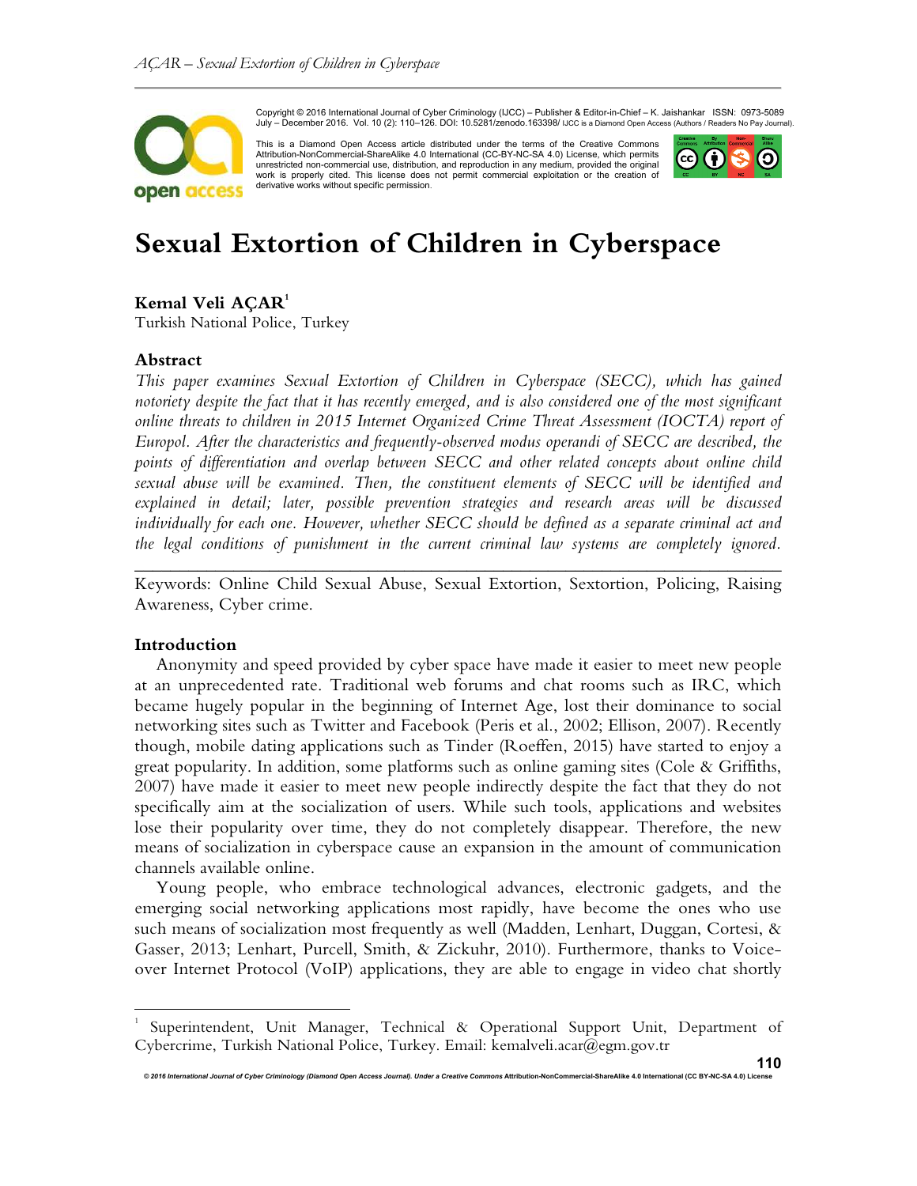Copyright © 2016 International Journal of Cyber Criminology (IJCC) – Publisher & Editor-in-Chief – K. Jaishankar ISSN: 0973-5089 July – December 2016. Vol. 10 (2): 110–126. DOI: 10.5281/zenodo.163398/ IJCC is a Diamond Open Access (Authors / Readers No Pay Journal).

This is a Diamond Open Access article distributed under the terms of the Creative Commons Attribution-NonCommercial-ShareAlike 4.0 International (CC-BY-NC-SA 4.0) License, which permits unrestricted non-commercial use, distribution, and reproduction in any medium, provided the original work is properly cited. This license does not permit commercial exploitation or the creation of derivative works without specific permission.

# Sexual Extortion of Children in Cyberspace

**Kemal Veli AÇAR**[1]
Turkish National Police, Turkey

## Abstract

*This paper examines Sexual Extortion of Children in Cyberspace (SECC), which has gained notoriety despite the fact that it has recently emerged, and is also considered one of the most significant online threats to children in 2015 Internet Organized Crime Threat Assessment (IOCTA) report of Europol. After the characteristics and frequently-observed modus operandi of SECC are described, the points of differentiation and overlap between SECC and other related concepts about online child sexual abuse will be examined. Then, the constituent elements of SECC will be identified and explained in detail; later, possible prevention strategies and research areas will be discussed individually for each one. However, whether SECC should be defined as a separate criminal act and the legal conditions of punishment in the current criminal law systems are completely ignored.*

---

Keywords: Online Child Sexual Abuse, Sexual Extortion, Sextortion, Policing, Raising Awareness, Cyber crime.

## Introduction

Anonymity and speed provided by cyber space have made it easier to meet new people at an unprecedented rate. Traditional web forums and chat rooms such as IRC, which became hugely popular in the beginning of Internet Age, lost their dominance to social networking sites such as Twitter and Facebook (Peris et al., 2002; Ellison, 2007). Recently though, mobile dating applications such as Tinder (Roeffen, 2015) have started to enjoy a great popularity. In addition, some platforms such as online gaming sites (Cole & Griffiths, 2007) have made it easier to meet new people indirectly despite the fact that they do not specifically aim at the socialization of users. While such tools, applications and websites lose their popularity over time, they do not completely disappear. Therefore, the new means of socialization in cyberspace cause an expansion in the amount of communication channels available online.

Young people, who embrace technological advances, electronic gadgets, and the emerging social networking applications most rapidly, have become the ones who use such means of socialization most frequently as well (Madden, Lenhart, Duggan, Cortesi, & Gasser, 2013; Lenhart, Purcell, Smith, & Zickuhr, 2010). Furthermore, thanks to Voice-over Internet Protocol (VoIP) applications, they are able to engage in video chat shortly

---

[1] Superintendent, Unit Manager, Technical & Operational Support Unit, Department of Cybercrime, Turkish National Police, Turkey. Email: kemalveli.acar@egm.gov.tr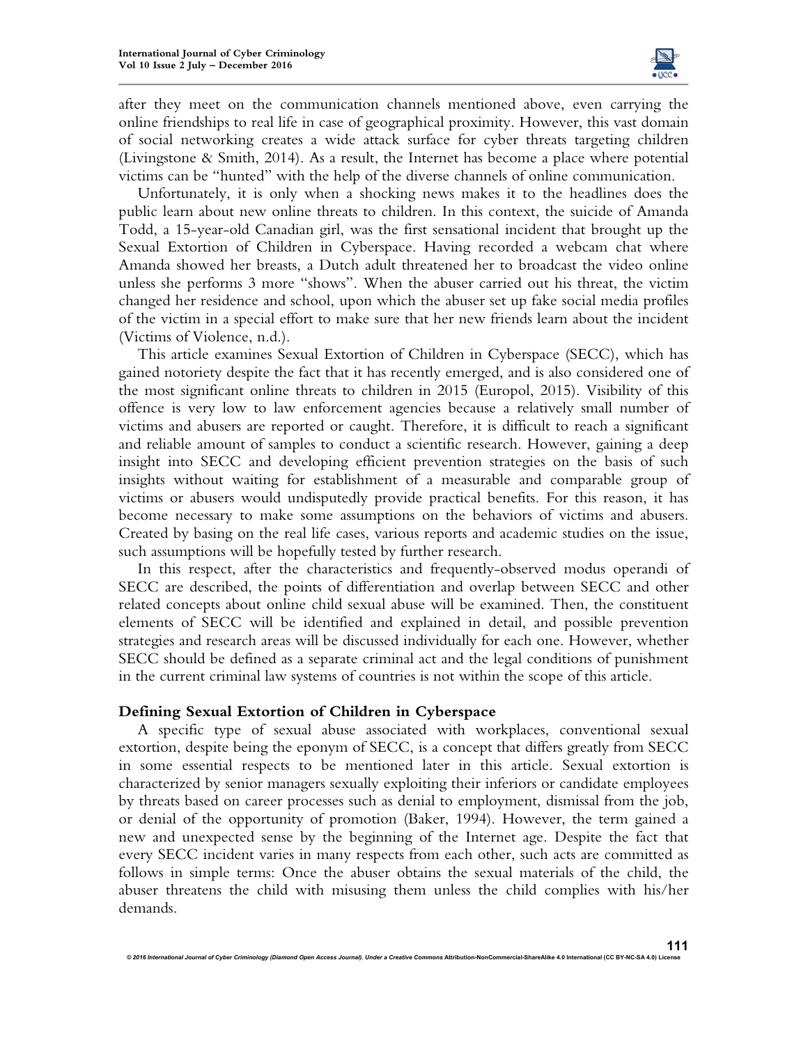after they meet on the communication channels mentioned above, even carrying the online friendships to real life in case of geographical proximity. However, this vast domain of social networking creates a wide attack surface for cyber threats targeting children (Livingstone & Smith, 2014). As a result, the Internet has become a place where potential victims can be "hunted" with the help of the diverse channels of online communication.

Unfortunately, it is only when a shocking news makes it to the headlines does the public learn about new online threats to children. In this context, the suicide of Amanda Todd, a 15-year-old Canadian girl, was the first sensational incident that brought up the Sexual Extortion of Children in Cyberspace. Having recorded a webcam chat where Amanda showed her breasts, a Dutch adult threatened her to broadcast the video online unless she performs 3 more "shows". When the abuser carried out his threat, the victim changed her residence and school, upon which the abuser set up fake social media profiles of the victim in a special effort to make sure that her new friends learn about the incident (Victims of Violence, n.d.).

This article examines Sexual Extortion of Children in Cyberspace (SECC), which has gained notoriety despite the fact that it has recently emerged, and is also considered one of the most significant online threats to children in 2015 (Europol, 2015). Visibility of this offence is very low to law enforcement agencies because a relatively small number of victims and abusers are reported or caught. Therefore, it is difficult to reach a significant and reliable amount of samples to conduct a scientific research. However, gaining a deep insight into SECC and developing efficient prevention strategies on the basis of such insights without waiting for establishment of a measurable and comparable group of victims or abusers would undisputedly provide practical benefits. For this reason, it has become necessary to make some assumptions on the behaviors of victims and abusers. Created by basing on the real life cases, various reports and academic studies on the issue, such assumptions will be hopefully tested by further research.

In this respect, after the characteristics and frequently-observed modus operandi of SECC are described, the points of differentiation and overlap between SECC and other related concepts about online child sexual abuse will be examined. Then, the constituent elements of SECC will be identified and explained in detail, and possible prevention strategies and research areas will be discussed individually for each one. However, whether SECC should be defined as a separate criminal act and the legal conditions of punishment in the current criminal law systems of countries is not within the scope of this article.

## Defining Sexual Extortion of Children in Cyberspace

A specific type of sexual abuse associated with workplaces, conventional sexual extortion, despite being the eponym of SECC, is a concept that differs greatly from SECC in some essential respects to be mentioned later in this article. Sexual extortion is characterized by senior managers sexually exploiting their inferiors or candidate employees by threats based on career processes such as denial to employment, dismissal from the job, or denial of the opportunity of promotion (Baker, 1994). However, the term gained a new and unexpected sense by the beginning of the Internet age. Despite the fact that every SECC incident varies in many respects from each other, such acts are committed as follows in simple terms: Once the abuser obtains the sexual materials of the child, the abuser threatens the child with misusing them unless the child complies with his/her demands.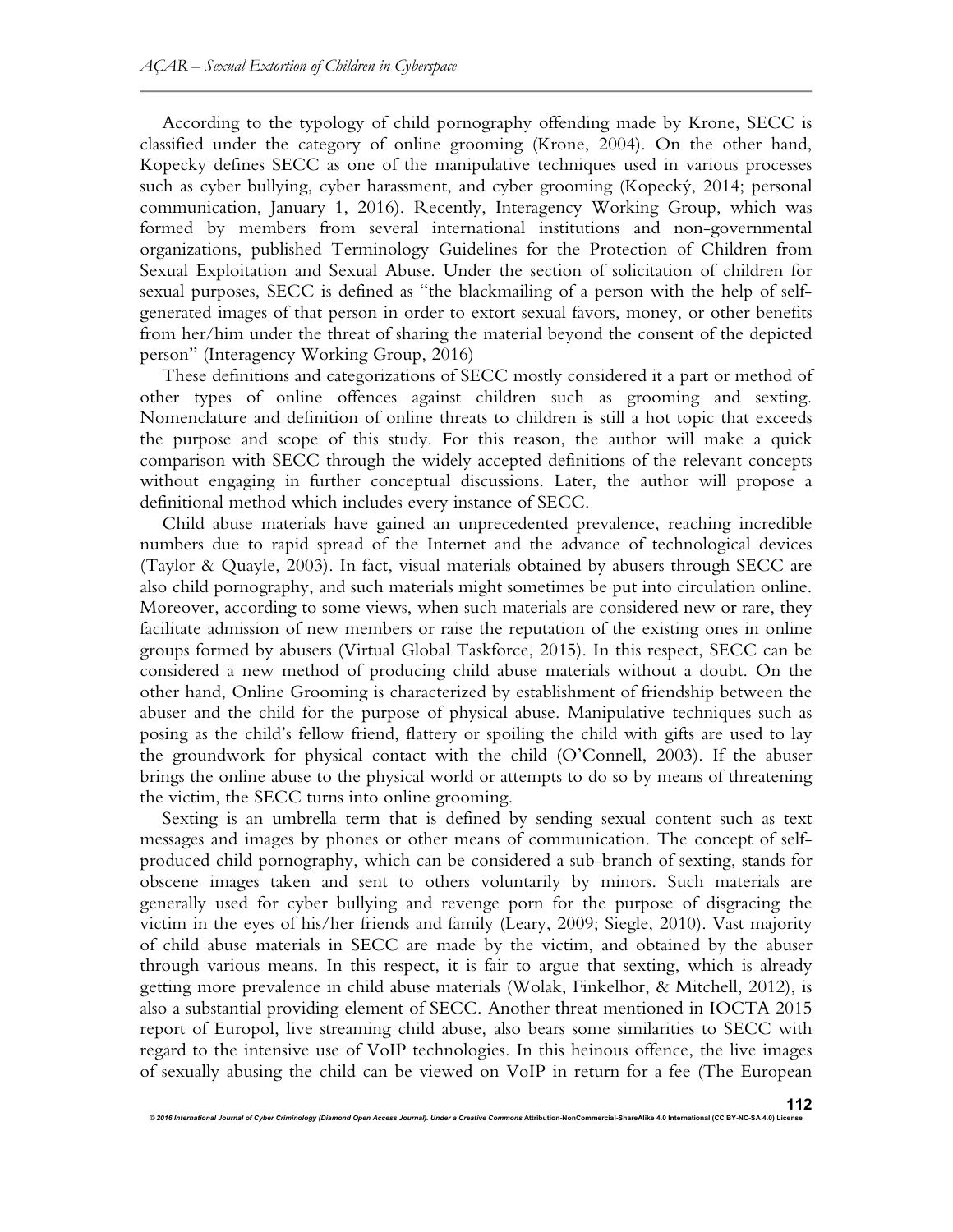According to the typology of child pornography offending made by Krone, SECC is classified under the category of online grooming (Krone, 2004). On the other hand, Kopecky defines SECC as one of the manipulative techniques used in various processes such as cyber bullying, cyber harassment, and cyber grooming (Kopecký, 2014; personal communication, January 1, 2016). Recently, Interagency Working Group, which was formed by members from several international institutions and non-governmental organizations, published Terminology Guidelines for the Protection of Children from Sexual Exploitation and Sexual Abuse. Under the section of solicitation of children for sexual purposes, SECC is defined as "the blackmailing of a person with the help of self-generated images of that person in order to extort sexual favors, money, or other benefits from her/him under the threat of sharing the material beyond the consent of the depicted person" (Interagency Working Group, 2016)

These definitions and categorizations of SECC mostly considered it a part or method of other types of online offences against children such as grooming and sexting. Nomenclature and definition of online threats to children is still a hot topic that exceeds the purpose and scope of this study. For this reason, the author will make a quick comparison with SECC through the widely accepted definitions of the relevant concepts without engaging in further conceptual discussions. Later, the author will propose a definitional method which includes every instance of SECC.

Child abuse materials have gained an unprecedented prevalence, reaching incredible numbers due to rapid spread of the Internet and the advance of technological devices (Taylor & Quayle, 2003). In fact, visual materials obtained by abusers through SECC are also child pornography, and such materials might sometimes be put into circulation online. Moreover, according to some views, when such materials are considered new or rare, they facilitate admission of new members or raise the reputation of the existing ones in online groups formed by abusers (Virtual Global Taskforce, 2015). In this respect, SECC can be considered a new method of producing child abuse materials without a doubt. On the other hand, Online Grooming is characterized by establishment of friendship between the abuser and the child for the purpose of physical abuse. Manipulative techniques such as posing as the child's fellow friend, flattery or spoiling the child with gifts are used to lay the groundwork for physical contact with the child (O'Connell, 2003). If the abuser brings the online abuse to the physical world or attempts to do so by means of threatening the victim, the SECC turns into online grooming.

Sexting is an umbrella term that is defined by sending sexual content such as text messages and images by phones or other means of communication. The concept of self-produced child pornography, which can be considered a sub-branch of sexting, stands for obscene images taken and sent to others voluntarily by minors. Such materials are generally used for cyber bullying and revenge porn for the purpose of disgracing the victim in the eyes of his/her friends and family (Leary, 2009; Siegle, 2010). Vast majority of child abuse materials in SECC are made by the victim, and obtained by the abuser through various means. In this respect, it is fair to argue that sexting, which is already getting more prevalence in child abuse materials (Wolak, Finkelhor, & Mitchell, 2012), is also a substantial providing element of SECC. Another threat mentioned in IOCTA 2015 report of Europol, live streaming child abuse, also bears some similarities to SECC with regard to the intensive use of VoIP technologies. In this heinous offence, the live images of sexually abusing the child can be viewed on VoIP in return for a fee (The European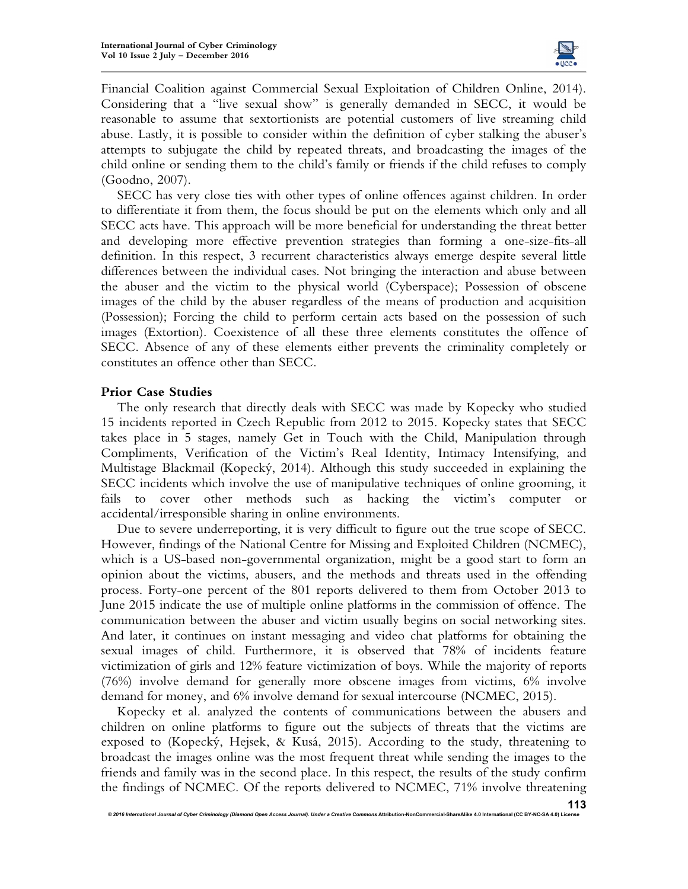Financial Coalition against Commercial Sexual Exploitation of Children Online, 2014). Considering that a "live sexual show" is generally demanded in SECC, it would be reasonable to assume that sextortionists are potential customers of live streaming child abuse. Lastly, it is possible to consider within the definition of cyber stalking the abuser's attempts to subjugate the child by repeated threats, and broadcasting the images of the child online or sending them to the child's family or friends if the child refuses to comply (Goodno, 2007).

SECC has very close ties with other types of online offences against children. In order to differentiate it from them, the focus should be put on the elements which only and all SECC acts have. This approach will be more beneficial for understanding the threat better and developing more effective prevention strategies than forming a one-size-fits-all definition. In this respect, 3 recurrent characteristics always emerge despite several little differences between the individual cases. Not bringing the interaction and abuse between the abuser and the victim to the physical world (Cyberspace); Possession of obscene images of the child by the abuser regardless of the means of production and acquisition (Possession); Forcing the child to perform certain acts based on the possession of such images (Extortion). Coexistence of all these three elements constitutes the offence of SECC. Absence of any of these elements either prevents the criminality completely or constitutes an offence other than SECC.

## Prior Case Studies

The only research that directly deals with SECC was made by Kopecky who studied 15 incidents reported in Czech Republic from 2012 to 2015. Kopecky states that SECC takes place in 5 stages, namely Get in Touch with the Child, Manipulation through Compliments, Verification of the Victim's Real Identity, Intimacy Intensifying, and Multistage Blackmail (Kopecký, 2014). Although this study succeeded in explaining the SECC incidents which involve the use of manipulative techniques of online grooming, it fails to cover other methods such as hacking the victim's computer or accidental/irresponsible sharing in online environments.

Due to severe underreporting, it is very difficult to figure out the true scope of SECC. However, findings of the National Centre for Missing and Exploited Children (NCMEC), which is a US-based non-governmental organization, might be a good start to form an opinion about the victims, abusers, and the methods and threats used in the offending process. Forty-one percent of the 801 reports delivered to them from October 2013 to June 2015 indicate the use of multiple online platforms in the commission of offence. The communication between the abuser and victim usually begins on social networking sites. And later, it continues on instant messaging and video chat platforms for obtaining the sexual images of child. Furthermore, it is observed that 78% of incidents feature victimization of girls and 12% feature victimization of boys. While the majority of reports (76%) involve demand for generally more obscene images from victims, 6% involve demand for money, and 6% involve demand for sexual intercourse (NCMEC, 2015).

Kopecky et al. analyzed the contents of communications between the abusers and children on online platforms to figure out the subjects of threats that the victims are exposed to (Kopecký, Hejsek, & Kusá, 2015). According to the study, threatening to broadcast the images online was the most frequent threat while sending the images to the friends and family was in the second place. In this respect, the results of the study confirm the findings of NCMEC. Of the reports delivered to NCMEC, 71% involve threatening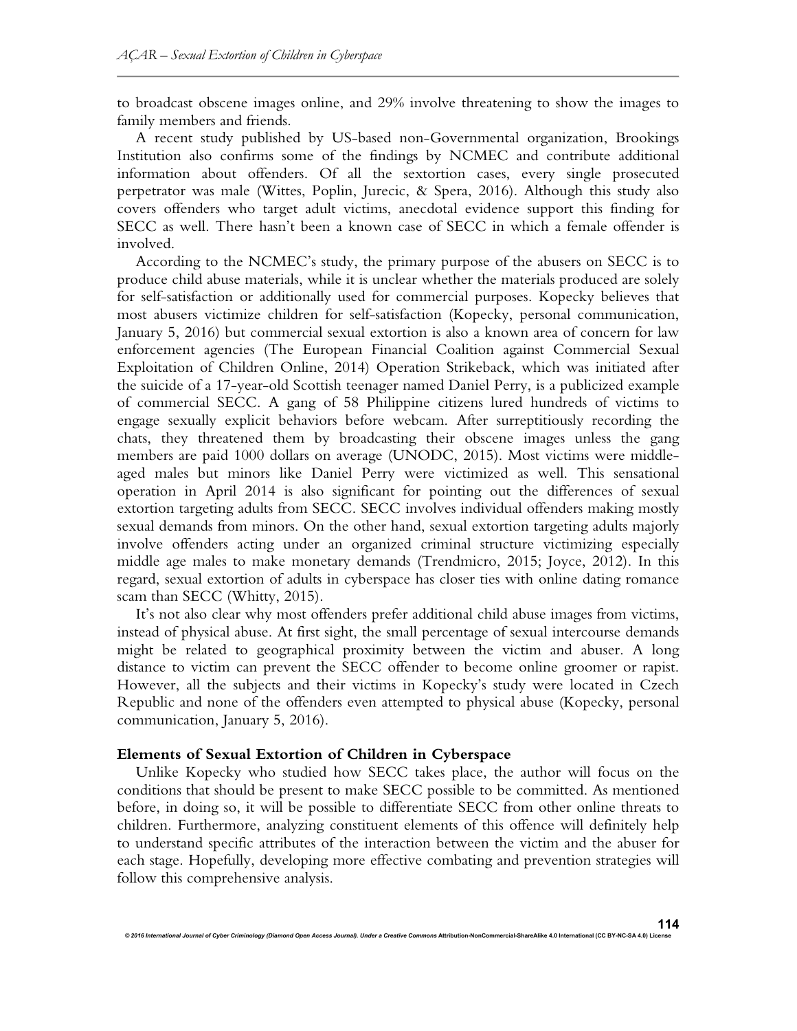to broadcast obscene images online, and 29% involve threatening to show the images to family members and friends.

A recent study published by US-based non-Governmental organization, Brookings Institution also confirms some of the findings by NCMEC and contribute additional information about offenders. Of all the sextortion cases, every single prosecuted perpetrator was male (Wittes, Poplin, Jurecic, & Spera, 2016). Although this study also covers offenders who target adult victims, anecdotal evidence support this finding for SECC as well. There hasn't been a known case of SECC in which a female offender is involved.

According to the NCMEC's study, the primary purpose of the abusers on SECC is to produce child abuse materials, while it is unclear whether the materials produced are solely for self-satisfaction or additionally used for commercial purposes. Kopecky believes that most abusers victimize children for self-satisfaction (Kopecky, personal communication, January 5, 2016) but commercial sexual extortion is also a known area of concern for law enforcement agencies (The European Financial Coalition against Commercial Sexual Exploitation of Children Online, 2014) Operation Strikeback, which was initiated after the suicide of a 17-year-old Scottish teenager named Daniel Perry, is a publicized example of commercial SECC. A gang of 58 Philippine citizens lured hundreds of victims to engage sexually explicit behaviors before webcam. After surreptitiously recording the chats, they threatened them by broadcasting their obscene images unless the gang members are paid 1000 dollars on average (UNODC, 2015). Most victims were middle-aged males but minors like Daniel Perry were victimized as well. This sensational operation in April 2014 is also significant for pointing out the differences of sexual extortion targeting adults from SECC. SECC involves individual offenders making mostly sexual demands from minors. On the other hand, sexual extortion targeting adults majorly involve offenders acting under an organized criminal structure victimizing especially middle age males to make monetary demands (Trendmicro, 2015; Joyce, 2012). In this regard, sexual extortion of adults in cyberspace has closer ties with online dating romance scam than SECC (Whitty, 2015).

It's not also clear why most offenders prefer additional child abuse images from victims, instead of physical abuse. At first sight, the small percentage of sexual intercourse demands might be related to geographical proximity between the victim and abuser. A long distance to victim can prevent the SECC offender to become online groomer or rapist. However, all the subjects and their victims in Kopecky's study were located in Czech Republic and none of the offenders even attempted to physical abuse (Kopecky, personal communication, January 5, 2016).

## Elements of Sexual Extortion of Children in Cyberspace

Unlike Kopecky who studied how SECC takes place, the author will focus on the conditions that should be present to make SECC possible to be committed. As mentioned before, in doing so, it will be possible to differentiate SECC from other online threats to children. Furthermore, analyzing constituent elements of this offence will definitely help to understand specific attributes of the interaction between the victim and the abuser for each stage. Hopefully, developing more effective combating and prevention strategies will follow this comprehensive analysis.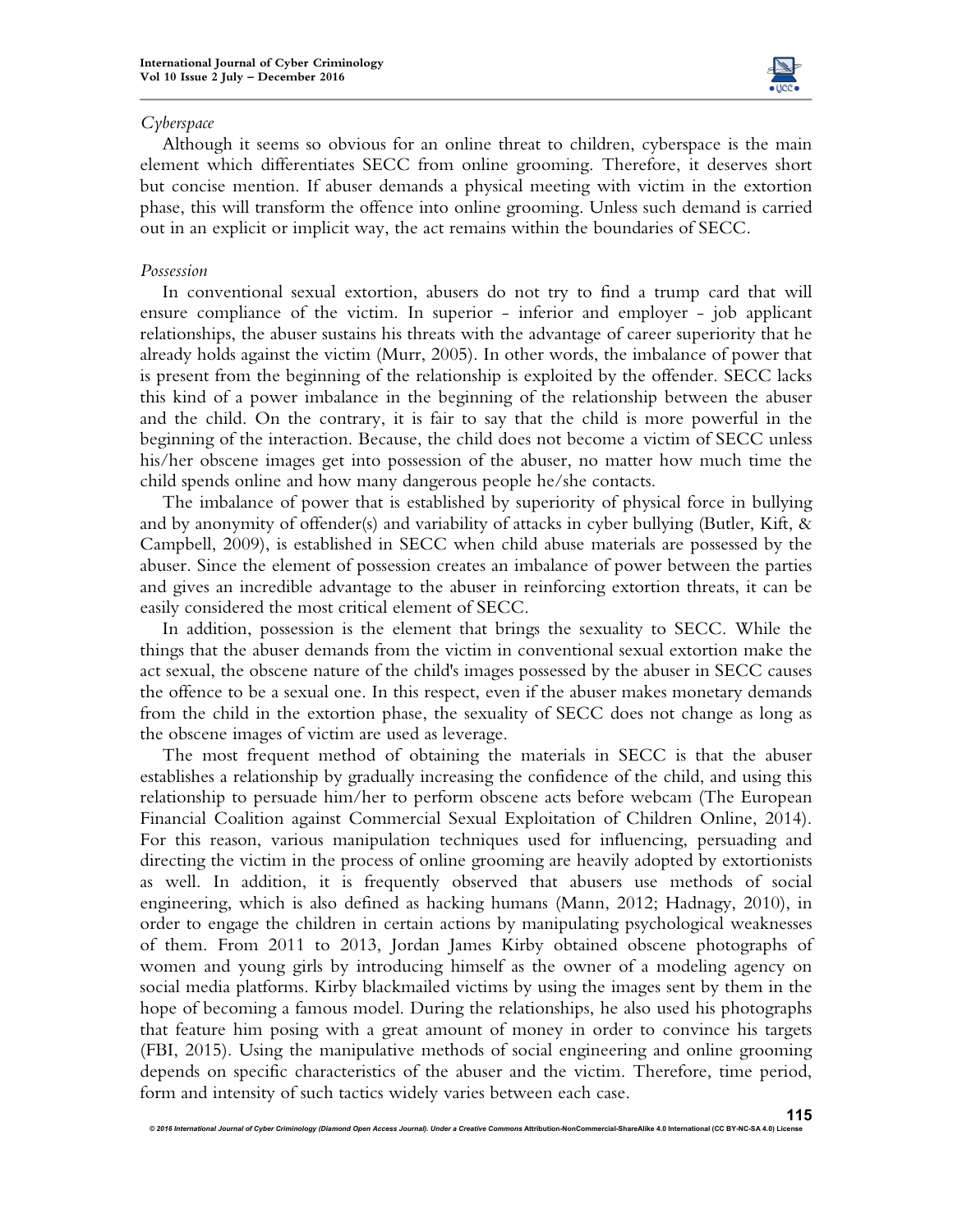*Cyberspace*

Although it seems so obvious for an online threat to children, cyberspace is the main element which differentiates SECC from online grooming. Therefore, it deserves short but concise mention. If abuser demands a physical meeting with victim in the extortion phase, this will transform the offence into online grooming. Unless such demand is carried out in an explicit or implicit way, the act remains within the boundaries of SECC.

*Possession*

In conventional sexual extortion, abusers do not try to find a trump card that will ensure compliance of the victim. In superior - inferior and employer - job applicant relationships, the abuser sustains his threats with the advantage of career superiority that he already holds against the victim (Murr, 2005). In other words, the imbalance of power that is present from the beginning of the relationship is exploited by the offender. SECC lacks this kind of a power imbalance in the beginning of the relationship between the abuser and the child. On the contrary, it is fair to say that the child is more powerful in the beginning of the interaction. Because, the child does not become a victim of SECC unless his/her obscene images get into possession of the abuser, no matter how much time the child spends online and how many dangerous people he/she contacts.

The imbalance of power that is established by superiority of physical force in bullying and by anonymity of offender(s) and variability of attacks in cyber bullying (Butler, Kift, & Campbell, 2009), is established in SECC when child abuse materials are possessed by the abuser. Since the element of possession creates an imbalance of power between the parties and gives an incredible advantage to the abuser in reinforcing extortion threats, it can be easily considered the most critical element of SECC.

In addition, possession is the element that brings the sexuality to SECC. While the things that the abuser demands from the victim in conventional sexual extortion make the act sexual, the obscene nature of the child's images possessed by the abuser in SECC causes the offence to be a sexual one. In this respect, even if the abuser makes monetary demands from the child in the extortion phase, the sexuality of SECC does not change as long as the obscene images of victim are used as leverage.

The most frequent method of obtaining the materials in SECC is that the abuser establishes a relationship by gradually increasing the confidence of the child, and using this relationship to persuade him/her to perform obscene acts before webcam (The European Financial Coalition against Commercial Sexual Exploitation of Children Online, 2014). For this reason, various manipulation techniques used for influencing, persuading and directing the victim in the process of online grooming are heavily adopted by extortionists as well. In addition, it is frequently observed that abusers use methods of social engineering, which is also defined as hacking humans (Mann, 2012; Hadnagy, 2010), in order to engage the children in certain actions by manipulating psychological weaknesses of them. From 2011 to 2013, Jordan James Kirby obtained obscene photographs of women and young girls by introducing himself as the owner of a modeling agency on social media platforms. Kirby blackmailed victims by using the images sent by them in the hope of becoming a famous model. During the relationships, he also used his photographs that feature him posing with a great amount of money in order to convince his targets (FBI, 2015). Using the manipulative methods of social engineering and online grooming depends on specific characteristics of the abuser and the victim. Therefore, time period, form and intensity of such tactics widely varies between each case.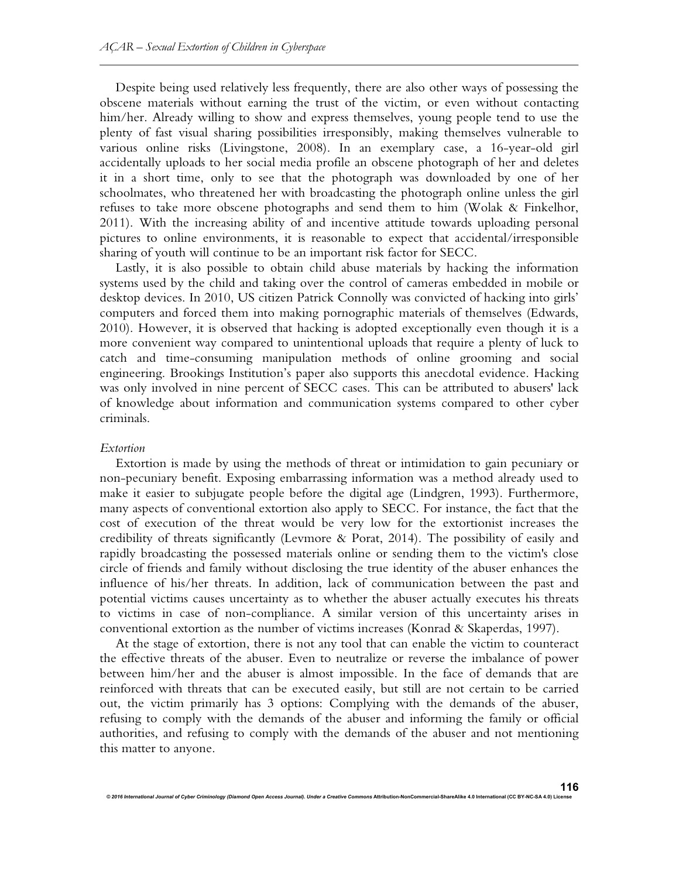Despite being used relatively less frequently, there are also other ways of possessing the obscene materials without earning the trust of the victim, or even without contacting him/her. Already willing to show and express themselves, young people tend to use the plenty of fast visual sharing possibilities irresponsibly, making themselves vulnerable to various online risks (Livingstone, 2008). In an exemplary case, a 16-year-old girl accidentally uploads to her social media profile an obscene photograph of her and deletes it in a short time, only to see that the photograph was downloaded by one of her schoolmates, who threatened her with broadcasting the photograph online unless the girl refuses to take more obscene photographs and send them to him (Wolak & Finkelhor, 2011). With the increasing ability of and incentive attitude towards uploading personal pictures to online environments, it is reasonable to expect that accidental/irresponsible sharing of youth will continue to be an important risk factor for SECC.

Lastly, it is also possible to obtain child abuse materials by hacking the information systems used by the child and taking over the control of cameras embedded in mobile or desktop devices. In 2010, US citizen Patrick Connolly was convicted of hacking into girls' computers and forced them into making pornographic materials of themselves (Edwards, 2010). However, it is observed that hacking is adopted exceptionally even though it is a more convenient way compared to unintentional uploads that require a plenty of luck to catch and time-consuming manipulation methods of online grooming and social engineering. Brookings Institution's paper also supports this anecdotal evidence. Hacking was only involved in nine percent of SECC cases. This can be attributed to abusers' lack of knowledge about information and communication systems compared to other cyber criminals.

*Extortion*

Extortion is made by using the methods of threat or intimidation to gain pecuniary or non-pecuniary benefit. Exposing embarrassing information was a method already used to make it easier to subjugate people before the digital age (Lindgren, 1993). Furthermore, many aspects of conventional extortion also apply to SECC. For instance, the fact that the cost of execution of the threat would be very low for the extortionist increases the credibility of threats significantly (Levmore & Porat, 2014). The possibility of easily and rapidly broadcasting the possessed materials online or sending them to the victim's close circle of friends and family without disclosing the true identity of the abuser enhances the influence of his/her threats. In addition, lack of communication between the past and potential victims causes uncertainty as to whether the abuser actually executes his threats to victims in case of non-compliance. A similar version of this uncertainty arises in conventional extortion as the number of victims increases (Konrad & Skaperdas, 1997).

At the stage of extortion, there is not any tool that can enable the victim to counteract the effective threats of the abuser. Even to neutralize or reverse the imbalance of power between him/her and the abuser is almost impossible. In the face of demands that are reinforced with threats that can be executed easily, but still are not certain to be carried out, the victim primarily has 3 options: Complying with the demands of the abuser, refusing to comply with the demands of the abuser and informing the family or official authorities, and refusing to comply with the demands of the abuser and not mentioning this matter to anyone.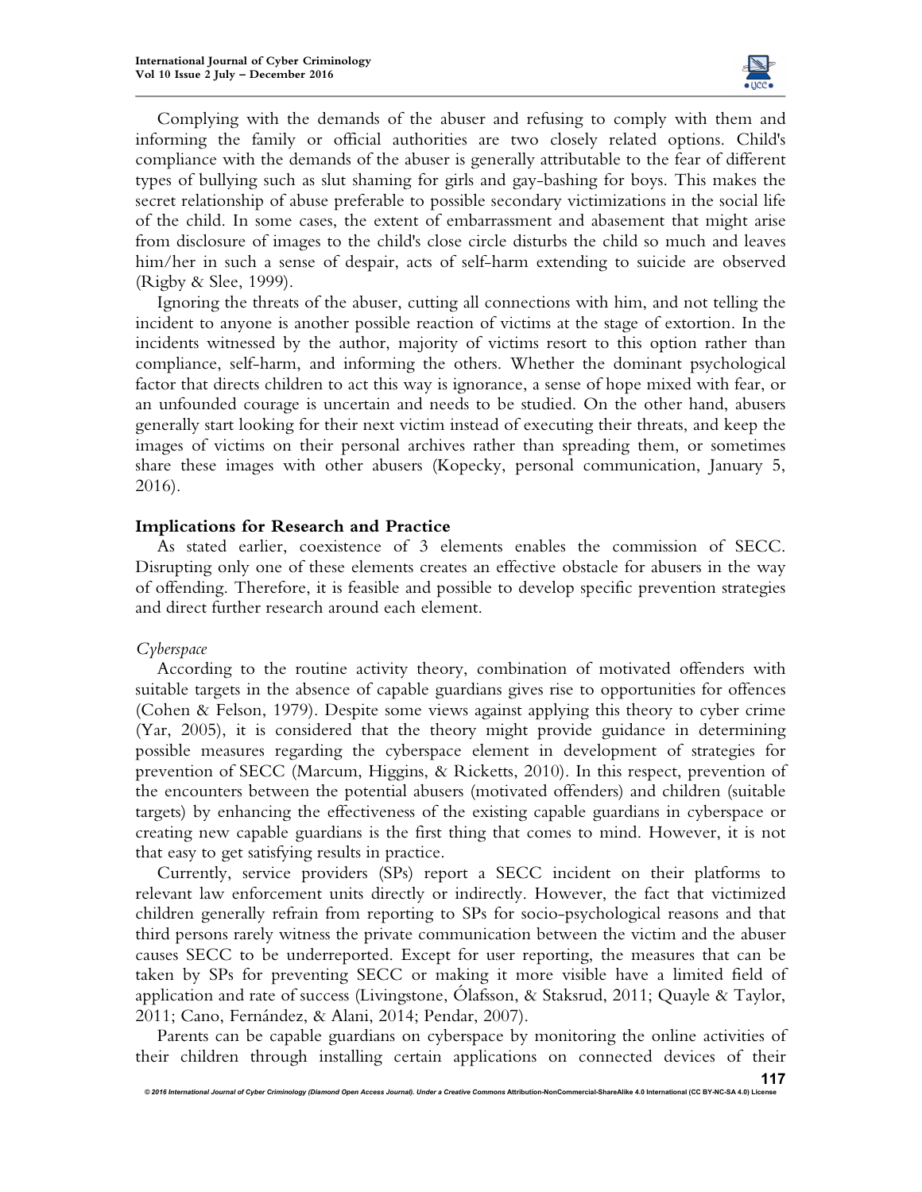Complying with the demands of the abuser and refusing to comply with them and informing the family or official authorities are two closely related options. Child's compliance with the demands of the abuser is generally attributable to the fear of different types of bullying such as slut shaming for girls and gay-bashing for boys. This makes the secret relationship of abuse preferable to possible secondary victimizations in the social life of the child. In some cases, the extent of embarrassment and abasement that might arise from disclosure of images to the child's close circle disturbs the child so much and leaves him/her in such a sense of despair, acts of self-harm extending to suicide are observed (Rigby & Slee, 1999).

Ignoring the threats of the abuser, cutting all connections with him, and not telling the incident to anyone is another possible reaction of victims at the stage of extortion. In the incidents witnessed by the author, majority of victims resort to this option rather than compliance, self-harm, and informing the others. Whether the dominant psychological factor that directs children to act this way is ignorance, a sense of hope mixed with fear, or an unfounded courage is uncertain and needs to be studied. On the other hand, abusers generally start looking for their next victim instead of executing their threats, and keep the images of victims on their personal archives rather than spreading them, or sometimes share these images with other abusers (Kopecky, personal communication, January 5, 2016).

## Implications for Research and Practice

As stated earlier, coexistence of 3 elements enables the commission of SECC. Disrupting only one of these elements creates an effective obstacle for abusers in the way of offending. Therefore, it is feasible and possible to develop specific prevention strategies and direct further research around each element.

### *Cyberspace*

According to the routine activity theory, combination of motivated offenders with suitable targets in the absence of capable guardians gives rise to opportunities for offences (Cohen & Felson, 1979). Despite some views against applying this theory to cyber crime (Yar, 2005), it is considered that the theory might provide guidance in determining possible measures regarding the cyberspace element in development of strategies for prevention of SECC (Marcum, Higgins, & Ricketts, 2010). In this respect, prevention of the encounters between the potential abusers (motivated offenders) and children (suitable targets) by enhancing the effectiveness of the existing capable guardians in cyberspace or creating new capable guardians is the first thing that comes to mind. However, it is not that easy to get satisfying results in practice.

Currently, service providers (SPs) report a SECC incident on their platforms to relevant law enforcement units directly or indirectly. However, the fact that victimized children generally refrain from reporting to SPs for socio-psychological reasons and that third persons rarely witness the private communication between the victim and the abuser causes SECC to be underreported. Except for user reporting, the measures that can be taken by SPs for preventing SECC or making it more visible have a limited field of application and rate of success (Livingstone, Ólafsson, & Staksrud, 2011; Quayle & Taylor, 2011; Cano, Fernández, & Alani, 2014; Pendar, 2007).

Parents can be capable guardians on cyberspace by monitoring the online activities of their children through installing certain applications on connected devices of their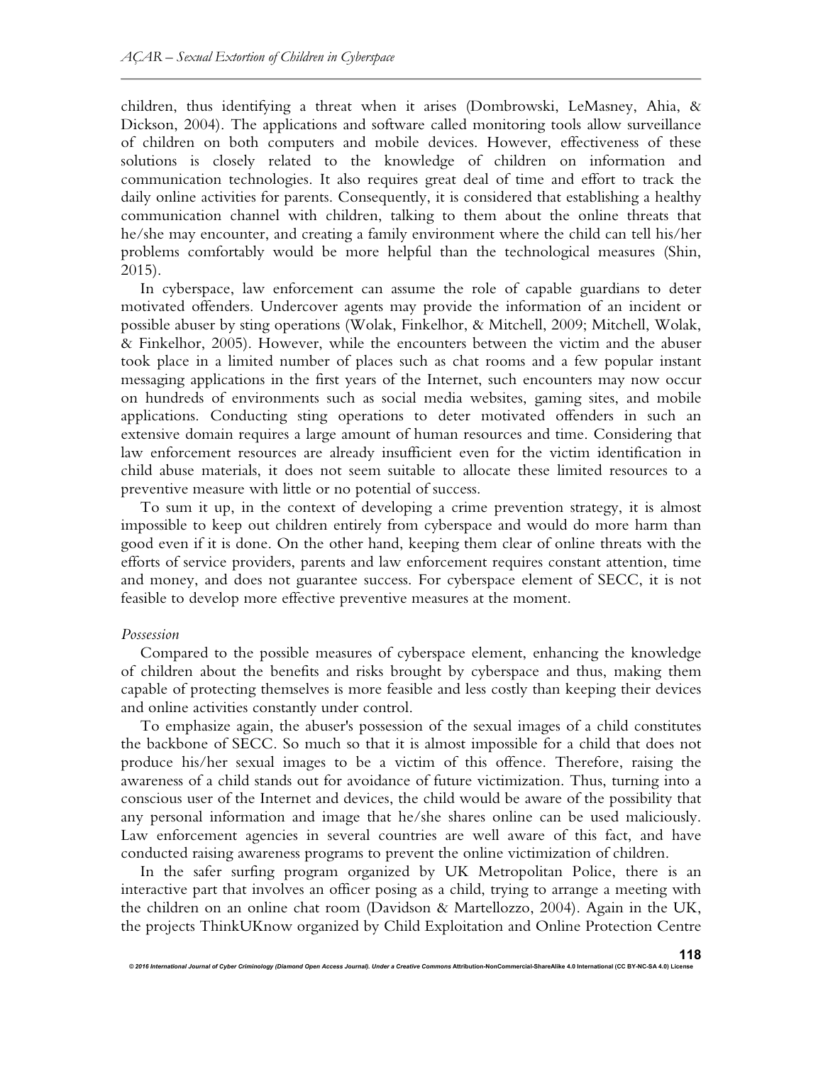children, thus identifying a threat when it arises (Dombrowski, LeMasney, Ahia, & Dickson, 2004). The applications and software called monitoring tools allow surveillance of children on both computers and mobile devices. However, effectiveness of these solutions is closely related to the knowledge of children on information and communication technologies. It also requires great deal of time and effort to track the daily online activities for parents. Consequently, it is considered that establishing a healthy communication channel with children, talking to them about the online threats that he/she may encounter, and creating a family environment where the child can tell his/her problems comfortably would be more helpful than the technological measures (Shin, 2015).

In cyberspace, law enforcement can assume the role of capable guardians to deter motivated offenders. Undercover agents may provide the information of an incident or possible abuser by sting operations (Wolak, Finkelhor, & Mitchell, 2009; Mitchell, Wolak, & Finkelhor, 2005). However, while the encounters between the victim and the abuser took place in a limited number of places such as chat rooms and a few popular instant messaging applications in the first years of the Internet, such encounters may now occur on hundreds of environments such as social media websites, gaming sites, and mobile applications. Conducting sting operations to deter motivated offenders in such an extensive domain requires a large amount of human resources and time. Considering that law enforcement resources are already insufficient even for the victim identification in child abuse materials, it does not seem suitable to allocate these limited resources to a preventive measure with little or no potential of success.

To sum it up, in the context of developing a crime prevention strategy, it is almost impossible to keep out children entirely from cyberspace and would do more harm than good even if it is done. On the other hand, keeping them clear of online threats with the efforts of service providers, parents and law enforcement requires constant attention, time and money, and does not guarantee success. For cyberspace element of SECC, it is not feasible to develop more effective preventive measures at the moment.

*Possession*

Compared to the possible measures of cyberspace element, enhancing the knowledge of children about the benefits and risks brought by cyberspace and thus, making them capable of protecting themselves is more feasible and less costly than keeping their devices and online activities constantly under control.

To emphasize again, the abuser's possession of the sexual images of a child constitutes the backbone of SECC. So much so that it is almost impossible for a child that does not produce his/her sexual images to be a victim of this offence. Therefore, raising the awareness of a child stands out for avoidance of future victimization. Thus, turning into a conscious user of the Internet and devices, the child would be aware of the possibility that any personal information and image that he/she shares online can be used maliciously. Law enforcement agencies in several countries are well aware of this fact, and have conducted raising awareness programs to prevent the online victimization of children.

In the safer surfing program organized by UK Metropolitan Police, there is an interactive part that involves an officer posing as a child, trying to arrange a meeting with the children on an online chat room (Davidson & Martellozzo, 2004). Again in the UK, the projects ThinkUKnow organized by Child Exploitation and Online Protection Centre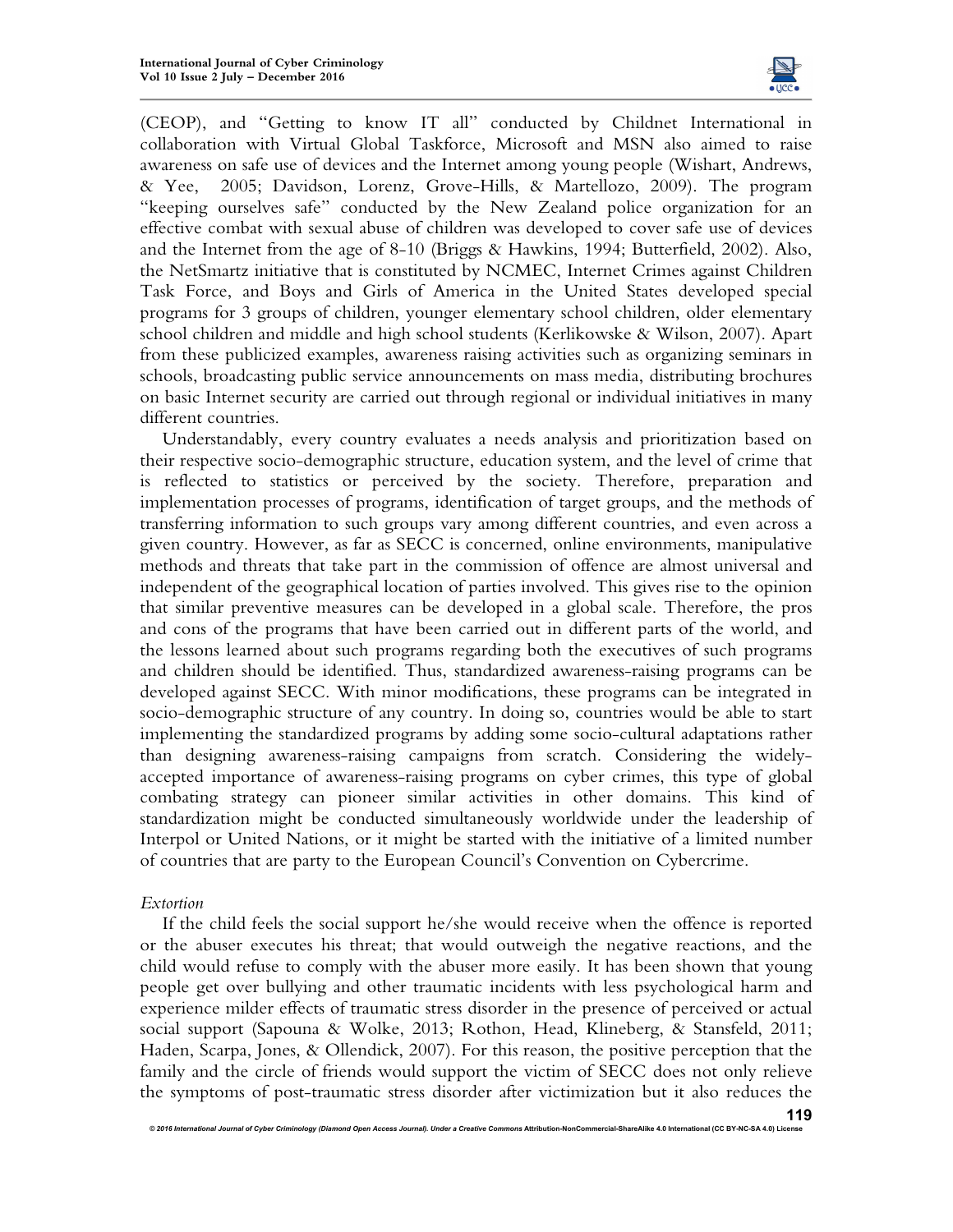(CEOP), and "Getting to know IT all" conducted by Childnet International in collaboration with Virtual Global Taskforce, Microsoft and MSN also aimed to raise awareness on safe use of devices and the Internet among young people (Wishart, Andrews, & Yee, 2005; Davidson, Lorenz, Grove-Hills, & Martellozo, 2009). The program "keeping ourselves safe" conducted by the New Zealand police organization for an effective combat with sexual abuse of children was developed to cover safe use of devices and the Internet from the age of 8-10 (Briggs & Hawkins, 1994; Butterfield, 2002). Also, the NetSmartz initiative that is constituted by NCMEC, Internet Crimes against Children Task Force, and Boys and Girls of America in the United States developed special programs for 3 groups of children, younger elementary school children, older elementary school children and middle and high school students (Kerlikowske & Wilson, 2007). Apart from these publicized examples, awareness raising activities such as organizing seminars in schools, broadcasting public service announcements on mass media, distributing brochures on basic Internet security are carried out through regional or individual initiatives in many different countries.

Understandably, every country evaluates a needs analysis and prioritization based on their respective socio-demographic structure, education system, and the level of crime that is reflected to statistics or perceived by the society. Therefore, preparation and implementation processes of programs, identification of target groups, and the methods of transferring information to such groups vary among different countries, and even across a given country. However, as far as SECC is concerned, online environments, manipulative methods and threats that take part in the commission of offence are almost universal and independent of the geographical location of parties involved. This gives rise to the opinion that similar preventive measures can be developed in a global scale. Therefore, the pros and cons of the programs that have been carried out in different parts of the world, and the lessons learned about such programs regarding both the executives of such programs and children should be identified. Thus, standardized awareness-raising programs can be developed against SECC. With minor modifications, these programs can be integrated in socio-demographic structure of any country. In doing so, countries would be able to start implementing the standardized programs by adding some socio-cultural adaptations rather than designing awareness-raising campaigns from scratch. Considering the widely-accepted importance of awareness-raising programs on cyber crimes, this type of global combating strategy can pioneer similar activities in other domains. This kind of standardization might be conducted simultaneously worldwide under the leadership of Interpol or United Nations, or it might be started with the initiative of a limited number of countries that are party to the European Council's Convention on Cybercrime.

*Extortion*

If the child feels the social support he/she would receive when the offence is reported or the abuser executes his threat; that would outweigh the negative reactions, and the child would refuse to comply with the abuser more easily. It has been shown that young people get over bullying and other traumatic incidents with less psychological harm and experience milder effects of traumatic stress disorder in the presence of perceived or actual social support (Sapouna & Wolke, 2013; Rothon, Head, Klineberg, & Stansfeld, 2011; Haden, Scarpa, Jones, & Ollendick, 2007). For this reason, the positive perception that the family and the circle of friends would support the victim of SECC does not only relieve the symptoms of post-traumatic stress disorder after victimization but it also reduces the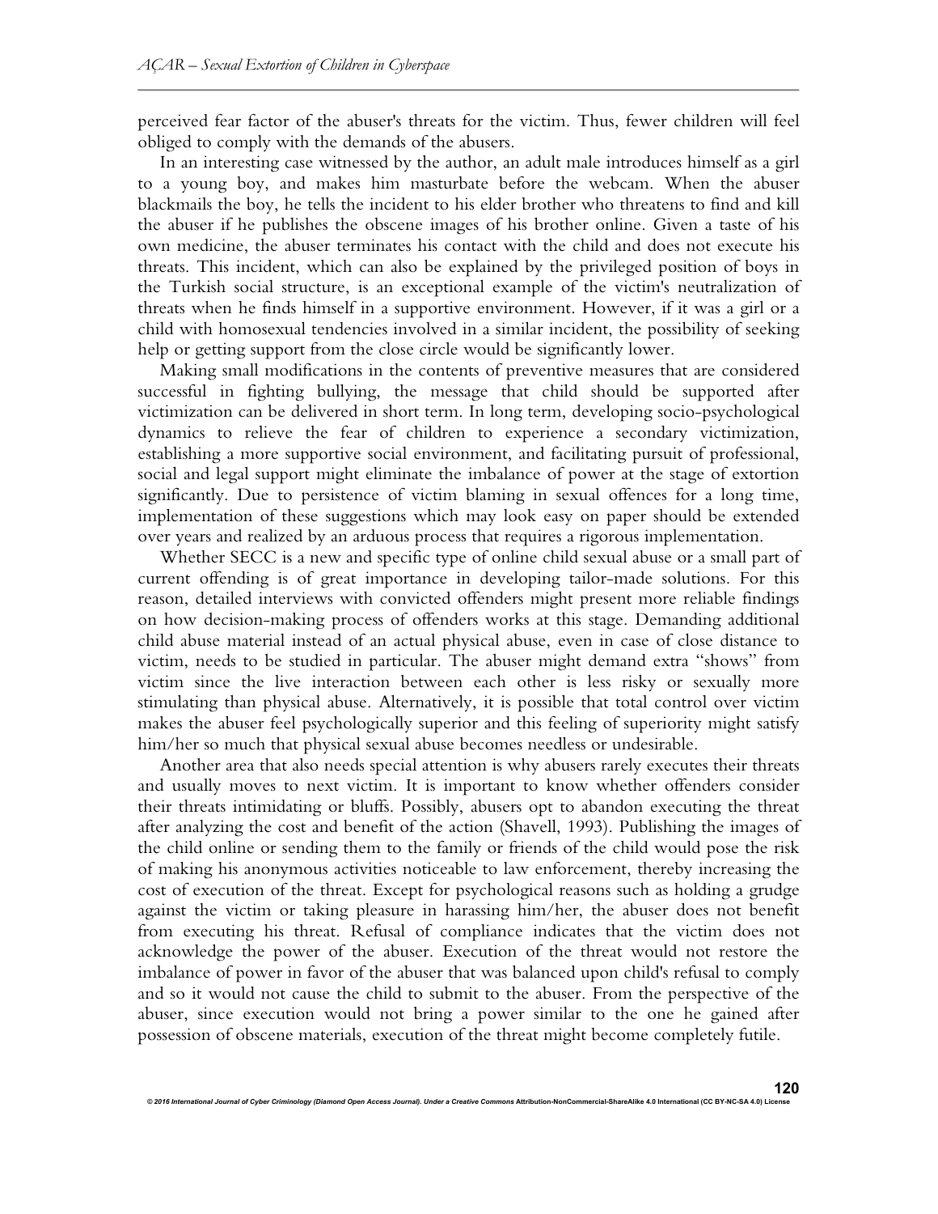perceived fear factor of the abuser's threats for the victim. Thus, fewer children will feel obliged to comply with the demands of the abusers.

In an interesting case witnessed by the author, an adult male introduces himself as a girl to a young boy, and makes him masturbate before the webcam. When the abuser blackmails the boy, he tells the incident to his elder brother who threatens to find and kill the abuser if he publishes the obscene images of his brother online. Given a taste of his own medicine, the abuser terminates his contact with the child and does not execute his threats. This incident, which can also be explained by the privileged position of boys in the Turkish social structure, is an exceptional example of the victim's neutralization of threats when he finds himself in a supportive environment. However, if it was a girl or a child with homosexual tendencies involved in a similar incident, the possibility of seeking help or getting support from the close circle would be significantly lower.

Making small modifications in the contents of preventive measures that are considered successful in fighting bullying, the message that child should be supported after victimization can be delivered in short term. In long term, developing socio-psychological dynamics to relieve the fear of children to experience a secondary victimization, establishing a more supportive social environment, and facilitating pursuit of professional, social and legal support might eliminate the imbalance of power at the stage of extortion significantly. Due to persistence of victim blaming in sexual offences for a long time, implementation of these suggestions which may look easy on paper should be extended over years and realized by an arduous process that requires a rigorous implementation.

Whether SECC is a new and specific type of online child sexual abuse or a small part of current offending is of great importance in developing tailor-made solutions. For this reason, detailed interviews with convicted offenders might present more reliable findings on how decision-making process of offenders works at this stage. Demanding additional child abuse material instead of an actual physical abuse, even in case of close distance to victim, needs to be studied in particular. The abuser might demand extra "shows" from victim since the live interaction between each other is less risky or sexually more stimulating than physical abuse. Alternatively, it is possible that total control over victim makes the abuser feel psychologically superior and this feeling of superiority might satisfy him/her so much that physical sexual abuse becomes needless or undesirable.

Another area that also needs special attention is why abusers rarely executes their threats and usually moves to next victim. It is important to know whether offenders consider their threats intimidating or bluffs. Possibly, abusers opt to abandon executing the threat after analyzing the cost and benefit of the action (Shavell, 1993). Publishing the images of the child online or sending them to the family or friends of the child would pose the risk of making his anonymous activities noticeable to law enforcement, thereby increasing the cost of execution of the threat. Except for psychological reasons such as holding a grudge against the victim or taking pleasure in harassing him/her, the abuser does not benefit from executing his threat. Refusal of compliance indicates that the victim does not acknowledge the power of the abuser. Execution of the threat would not restore the imbalance of power in favor of the abuser that was balanced upon child's refusal to comply and so it would not cause the child to submit to the abuser. From the perspective of the abuser, since execution would not bring a power similar to the one he gained after possession of obscene materials, execution of the threat might become completely futile.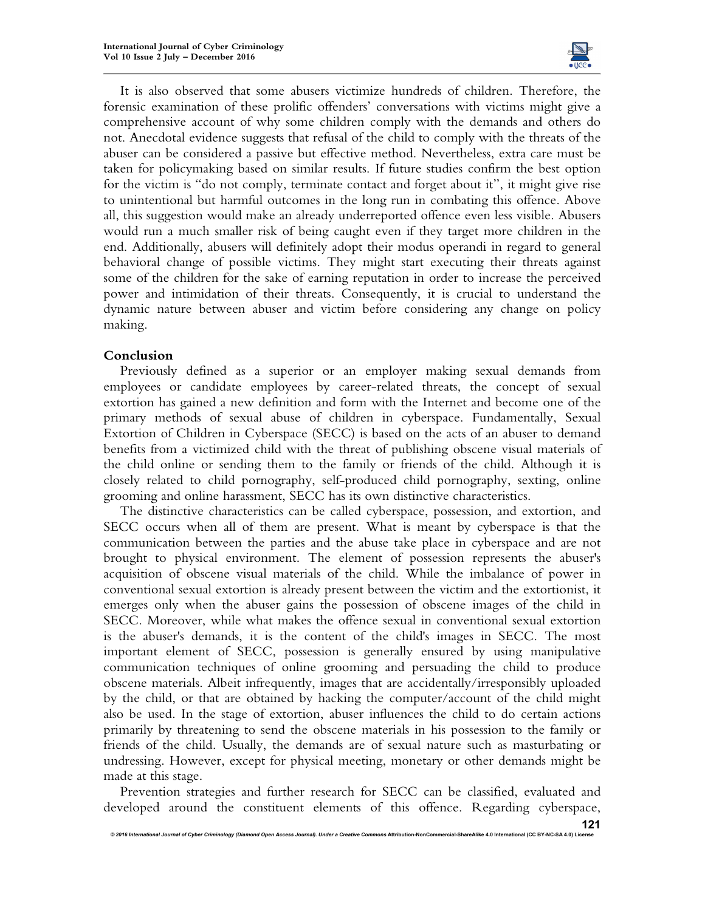It is also observed that some abusers victimize hundreds of children. Therefore, the forensic examination of these prolific offenders' conversations with victims might give a comprehensive account of why some children comply with the demands and others do not. Anecdotal evidence suggests that refusal of the child to comply with the threats of the abuser can be considered a passive but effective method. Nevertheless, extra care must be taken for policymaking based on similar results. If future studies confirm the best option for the victim is "do not comply, terminate contact and forget about it", it might give rise to unintentional but harmful outcomes in the long run in combating this offence. Above all, this suggestion would make an already underreported offence even less visible. Abusers would run a much smaller risk of being caught even if they target more children in the end. Additionally, abusers will definitely adopt their modus operandi in regard to general behavioral change of possible victims. They might start executing their threats against some of the children for the sake of earning reputation in order to increase the perceived power and intimidation of their threats. Consequently, it is crucial to understand the dynamic nature between abuser and victim before considering any change on policy making.

## Conclusion

Previously defined as a superior or an employer making sexual demands from employees or candidate employees by career-related threats, the concept of sexual extortion has gained a new definition and form with the Internet and become one of the primary methods of sexual abuse of children in cyberspace. Fundamentally, Sexual Extortion of Children in Cyberspace (SECC) is based on the acts of an abuser to demand benefits from a victimized child with the threat of publishing obscene visual materials of the child online or sending them to the family or friends of the child. Although it is closely related to child pornography, self-produced child pornography, sexting, online grooming and online harassment, SECC has its own distinctive characteristics.

The distinctive characteristics can be called cyberspace, possession, and extortion, and SECC occurs when all of them are present. What is meant by cyberspace is that the communication between the parties and the abuse take place in cyberspace and are not brought to physical environment. The element of possession represents the abuser's acquisition of obscene visual materials of the child. While the imbalance of power in conventional sexual extortion is already present between the victim and the extortionist, it emerges only when the abuser gains the possession of obscene images of the child in SECC. Moreover, while what makes the offence sexual in conventional sexual extortion is the abuser's demands, it is the content of the child's images in SECC. The most important element of SECC, possession is generally ensured by using manipulative communication techniques of online grooming and persuading the child to produce obscene materials. Albeit infrequently, images that are accidentally/irresponsibly uploaded by the child, or that are obtained by hacking the computer/account of the child might also be used. In the stage of extortion, abuser influences the child to do certain actions primarily by threatening to send the obscene materials in his possession to the family or friends of the child. Usually, the demands are of sexual nature such as masturbating or undressing. However, except for physical meeting, monetary or other demands might be made at this stage.

Prevention strategies and further research for SECC can be classified, evaluated and developed around the constituent elements of this offence. Regarding cyberspace,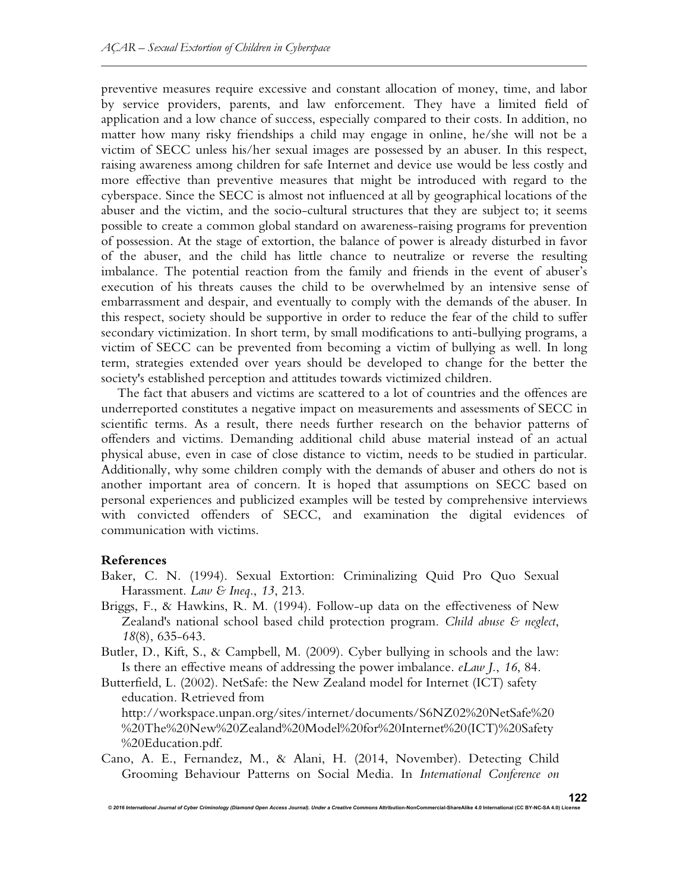preventive measures require excessive and constant allocation of money, time, and labor by service providers, parents, and law enforcement. They have a limited field of application and a low chance of success, especially compared to their costs. In addition, no matter how many risky friendships a child may engage in online, he/she will not be a victim of SECC unless his/her sexual images are possessed by an abuser. In this respect, raising awareness among children for safe Internet and device use would be less costly and more effective than preventive measures that might be introduced with regard to the cyberspace. Since the SECC is almost not influenced at all by geographical locations of the abuser and the victim, and the socio-cultural structures that they are subject to; it seems possible to create a common global standard on awareness-raising programs for prevention of possession. At the stage of extortion, the balance of power is already disturbed in favor of the abuser, and the child has little chance to neutralize or reverse the resulting imbalance. The potential reaction from the family and friends in the event of abuser's execution of his threats causes the child to be overwhelmed by an intensive sense of embarrassment and despair, and eventually to comply with the demands of the abuser. In this respect, society should be supportive in order to reduce the fear of the child to suffer secondary victimization. In short term, by small modifications to anti-bullying programs, a victim of SECC can be prevented from becoming a victim of bullying as well. In long term, strategies extended over years should be developed to change for the better the society's established perception and attitudes towards victimized children.

The fact that abusers and victims are scattered to a lot of countries and the offences are underreported constitutes a negative impact on measurements and assessments of SECC in scientific terms. As a result, there needs further research on the behavior patterns of offenders and victims. Demanding additional child abuse material instead of an actual physical abuse, even in case of close distance to victim, needs to be studied in particular. Additionally, why some children comply with the demands of abuser and others do not is another important area of concern. It is hoped that assumptions on SECC based on personal experiences and publicized examples will be tested by comprehensive interviews with convicted offenders of SECC, and examination the digital evidences of communication with victims.

## References

Baker, C. N. (1994). Sexual Extortion: Criminalizing Quid Pro Quo Sexual Harassment. *Law & Ineq.*, *13*, 213.

Briggs, F., & Hawkins, R. M. (1994). Follow-up data on the effectiveness of New Zealand's national school based child protection program. *Child abuse & neglect*, *18*(8), 635-643.

Butler, D., Kift, S., & Campbell, M. (2009). Cyber bullying in schools and the law: Is there an effective means of addressing the power imbalance. *eLaw J.*, *16*, 84.

Butterfield, L. (2002). NetSafe: the New Zealand model for Internet (ICT) safety education. Retrieved from http://workspace.unpan.org/sites/internet/documents/S6NZ02%20NetSafe%20%20The%20New%20Zealand%20Model%20for%20Internet%20(ICT)%20Safety%20Education.pdf.

Cano, A. E., Fernandez, M., & Alani, H. (2014, November). Detecting Child Grooming Behaviour Patterns on Social Media. In *International Conference on*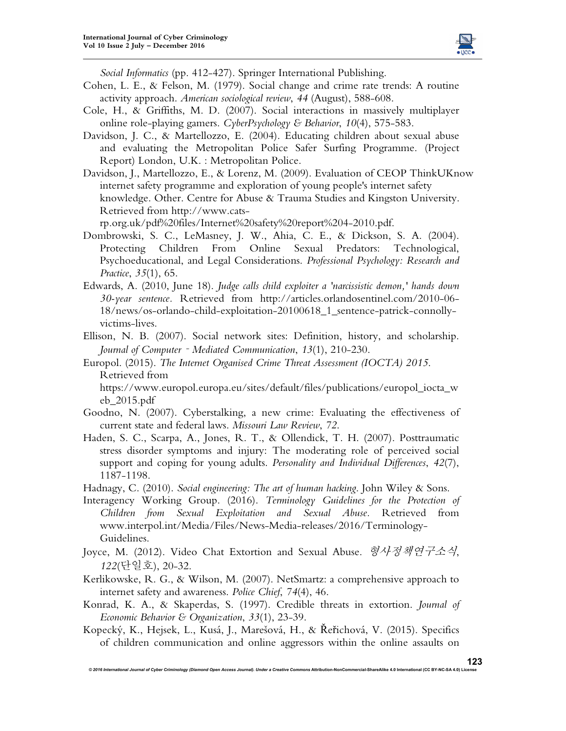*Social Informatics* (pp. 412-427). Springer International Publishing.

Cohen, L. E., & Felson, M. (1979). Social change and crime rate trends: A routine activity approach. *American sociological review*, *44* (August), 588-608.

Cole, H., & Griffiths, M. D. (2007). Social interactions in massively multiplayer online role-playing gamers. *CyberPsychology & Behavior*, *10*(4), 575-583.

Davidson, J. C., & Martellozzo, E. (2004). Educating children about sexual abuse and evaluating the Metropolitan Police Safer Surfing Programme. (Project Report) London, U.K. : Metropolitan Police.

Davidson, J., Martellozzo, E., & Lorenz, M. (2009). Evaluation of CEOP ThinkUKnow internet safety programme and exploration of young people's internet safety knowledge. Other. Centre for Abuse & Trauma Studies and Kingston University. Retrieved from http://www.cats-rp.org.uk/pdf%20files/Internet%20safety%20report%204-2010.pdf.

Dombrowski, S. C., LeMasney, J. W., Ahia, C. E., & Dickson, S. A. (2004). Protecting Children From Online Sexual Predators: Technological, Psychoeducational, and Legal Considerations. *Professional Psychology: Research and Practice*, *35*(1), 65.

Edwards, A. (2010, June 18). *Judge calls child exploiter a 'narcissistic demon,' hands down 30-year sentence*. Retrieved from http://articles.orlandosentinel.com/2010-06-18/news/os-orlando-child-exploitation-20100618_1_sentence-patrick-connolly-victims-lives.

Ellison, N. B. (2007). Social network sites: Definition, history, and scholarship. *Journal of Computer‐Mediated Communication*, *13*(1), 210-230.

Europol. (2015). *The Internet Organised Crime Threat Assessment (IOCTA) 2015*. Retrieved from https://www.europol.europa.eu/sites/default/files/publications/europol_iocta_web_2015.pdf

Goodno, N. (2007). Cyberstalking, a new crime: Evaluating the effectiveness of current state and federal laws. *Missouri Law Review*, *72*.

Haden, S. C., Scarpa, A., Jones, R. T., & Ollendick, T. H. (2007). Posttraumatic stress disorder symptoms and injury: The moderating role of perceived social support and coping for young adults. *Personality and Individual Differences*, *42*(7), 1187-1198.

Hadnagy, C. (2010). *Social engineering: The art of human hacking*. John Wiley & Sons.

Interagency Working Group. (2016). *Terminology Guidelines for the Protection of Children from Sexual Exploitation and Sexual Abuse*. Retrieved from www.interpol.int/Media/Files/News-Media-releases/2016/Terminology-Guidelines.

Joyce, M. (2012). Video Chat Extortion and Sexual Abuse. *형사정책연구소식*, *122*(단일호), 20-32.

Kerlikowske, R. G., & Wilson, M. (2007). NetSmartz: a comprehensive approach to internet safety and awareness. *Police Chief*, *74*(4), 46.

Konrad, K. A., & Skaperdas, S. (1997). Credible threats in extortion. *Journal of Economic Behavior & Organization*, *33*(1), 23-39.

Kopecký, K., Hejsek, L., Kusá, J., Marešová, H., & Řeřichová, V. (2015). Specifics of children communication and online aggressors within the online assaults on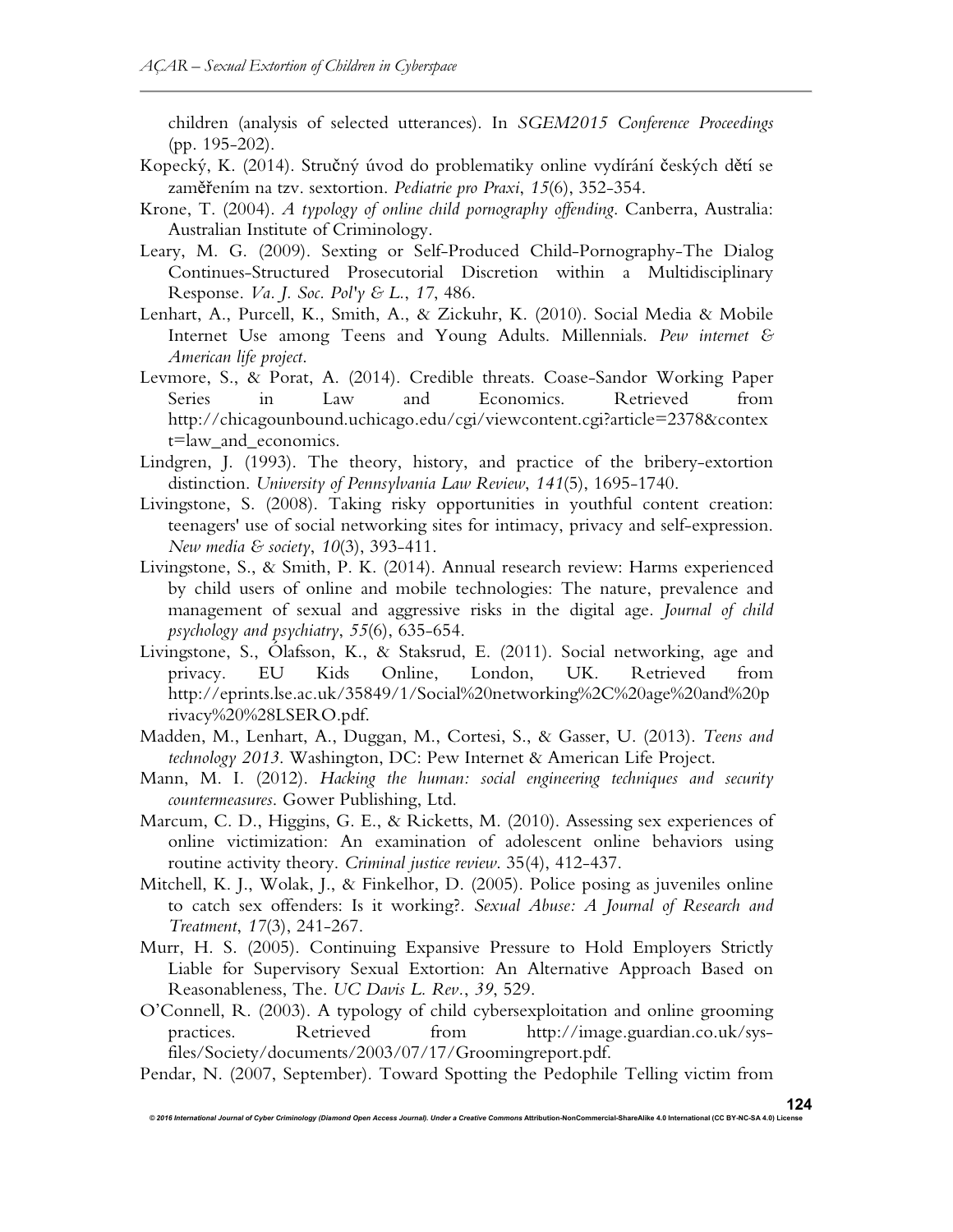children (analysis of selected utterances). In *SGEM2015 Conference Proceedings* (pp. 195-202).

Kopecký, K. (2014). Stručný úvod do problematiky online vydírání českých dětí se zaměřením na tzv. sextortion. *Pediatrie pro Praxi*, *15*(6), 352-354.

Krone, T. (2004). *A typology of online child pornography offending*. Canberra, Australia: Australian Institute of Criminology.

Leary, M. G. (2009). Sexting or Self-Produced Child-Pornography-The Dialog Continues-Structured Prosecutorial Discretion within a Multidisciplinary Response. *Va. J. Soc. Pol'y & L.*, *17*, 486.

Lenhart, A., Purcell, K., Smith, A., & Zickuhr, K. (2010). Social Media & Mobile Internet Use among Teens and Young Adults. Millennials. *Pew internet & American life project*.

Levmore, S., & Porat, A. (2014). Credible threats. Coase-Sandor Working Paper Series in Law and Economics. Retrieved from http://chicagounbound.uchicago.edu/cgi/viewcontent.cgi?article=2378&context=law_and_economics.

Lindgren, J. (1993). The theory, history, and practice of the bribery-extortion distinction. *University of Pennsylvania Law Review*, *141*(5), 1695-1740.

Livingstone, S. (2008). Taking risky opportunities in youthful content creation: teenagers' use of social networking sites for intimacy, privacy and self-expression. *New media & society*, *10*(3), 393-411.

Livingstone, S., & Smith, P. K. (2014). Annual research review: Harms experienced by child users of online and mobile technologies: The nature, prevalence and management of sexual and aggressive risks in the digital age. *Journal of child psychology and psychiatry*, *55*(6), 635-654.

Livingstone, S., Ólafsson, K., & Staksrud, E. (2011). Social networking, age and privacy. EU Kids Online, London, UK. Retrieved from http://eprints.lse.ac.uk/35849/1/Social%20networking%2C%20age%20and%20privacy%20%28LSERO.pdf.

Madden, M., Lenhart, A., Duggan, M., Cortesi, S., & Gasser, U. (2013). *Teens and technology 2013*. Washington, DC: Pew Internet & American Life Project.

Mann, M. I. (2012). *Hacking the human: social engineering techniques and security countermeasures*. Gower Publishing, Ltd.

Marcum, C. D., Higgins, G. E., & Ricketts, M. (2010). Assessing sex experiences of online victimization: An examination of adolescent online behaviors using routine activity theory. *Criminal justice review*. 35(4), 412-437.

Mitchell, K. J., Wolak, J., & Finkelhor, D. (2005). Police posing as juveniles online to catch sex offenders: Is it working?. *Sexual Abuse: A Journal of Research and Treatment*, *17*(3), 241-267.

Murr, H. S. (2005). Continuing Expansive Pressure to Hold Employers Strictly Liable for Supervisory Sexual Extortion: An Alternative Approach Based on Reasonableness, The. *UC Davis L. Rev.*, *39*, 529.

O'Connell, R. (2003). A typology of child cybersexploitation and online grooming practices. Retrieved from http://image.guardian.co.uk/sys-files/Society/documents/2003/07/17/Groomingreport.pdf.

Pendar, N. (2007, September). Toward Spotting the Pedophile Telling victim from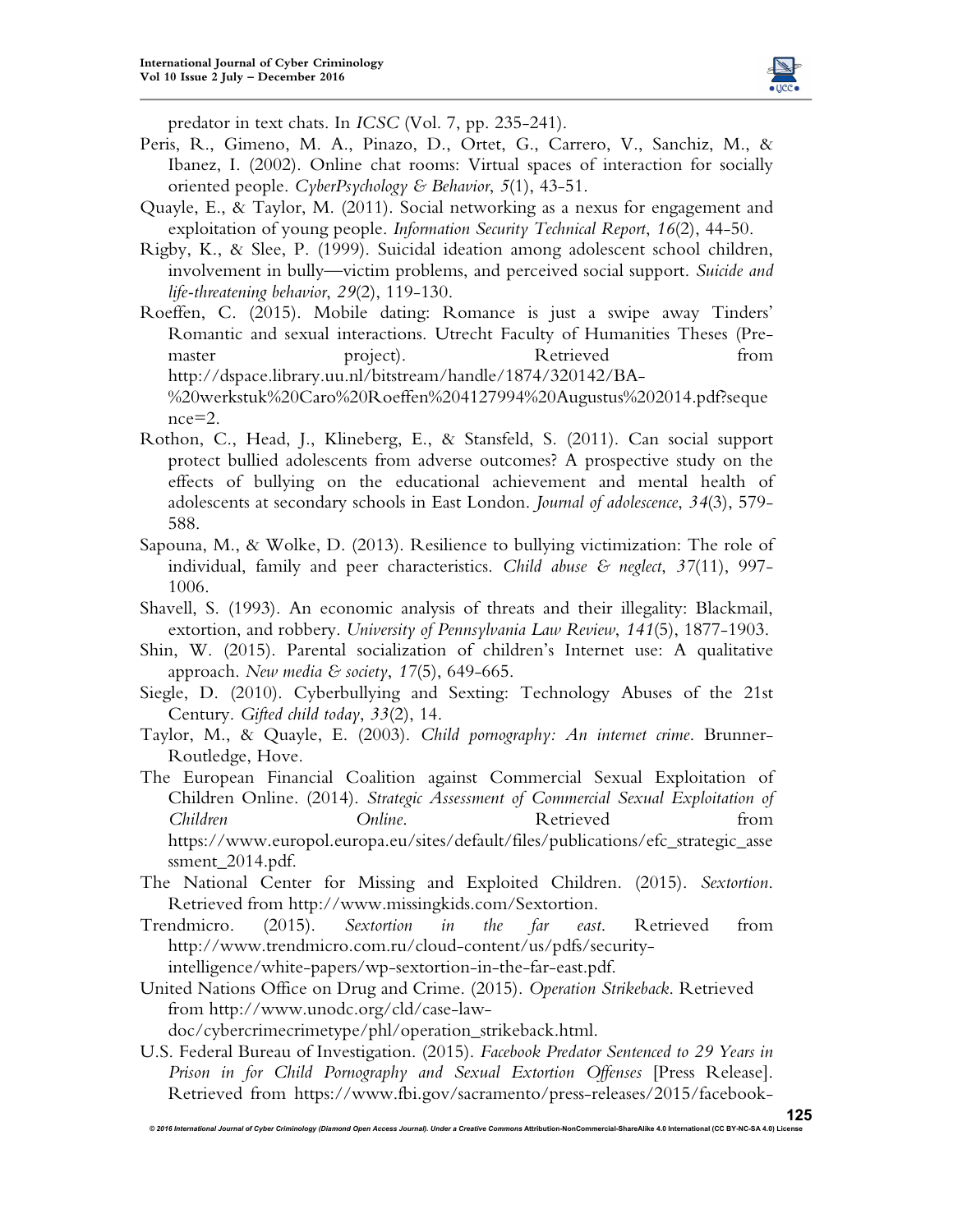predator in text chats. In *ICSC* (Vol. 7, pp. 235-241).

Peris, R., Gimeno, M. A., Pinazo, D., Ortet, G., Carrero, V., Sanchiz, M., & Ibanez, I. (2002). Online chat rooms: Virtual spaces of interaction for socially oriented people. *CyberPsychology & Behavior*, *5*(1), 43-51.

Quayle, E., & Taylor, M. (2011). Social networking as a nexus for engagement and exploitation of young people. *Information Security Technical Report*, *16*(2), 44-50.

Rigby, K., & Slee, P. (1999). Suicidal ideation among adolescent school children, involvement in bully—victim problems, and perceived social support. *Suicide and life-threatening behavior*, *29*(2), 119-130.

Roeffen, C. (2015). Mobile dating: Romance is just a swipe away Tinders' Romantic and sexual interactions. Utrecht Faculty of Humanities Theses (Pre-master project). Retrieved from http://dspace.library.uu.nl/bitstream/handle/1874/320142/BA-%20werkstuk%20Caro%20Roeffen%204127994%20Augustus%202014.pdf?sequence=2.

Rothon, C., Head, J., Klineberg, E., & Stansfeld, S. (2011). Can social support protect bullied adolescents from adverse outcomes? A prospective study on the effects of bullying on the educational achievement and mental health of adolescents at secondary schools in East London. *Journal of adolescence*, *34*(3), 579-588.

Sapouna, M., & Wolke, D. (2013). Resilience to bullying victimization: The role of individual, family and peer characteristics. *Child abuse & neglect*, *37*(11), 997-1006.

Shavell, S. (1993). An economic analysis of threats and their illegality: Blackmail, extortion, and robbery. *University of Pennsylvania Law Review*, *141*(5), 1877-1903.

Shin, W. (2015). Parental socialization of children's Internet use: A qualitative approach. *New media & society*, *17*(5), 649-665.

Siegle, D. (2010). Cyberbullying and Sexting: Technology Abuses of the 21st Century. *Gifted child today*, *33*(2), 14.

Taylor, M., & Quayle, E. (2003). *Child pornography: An internet crime*. Brunner-Routledge, Hove.

The European Financial Coalition against Commercial Sexual Exploitation of Children Online. (2014). *Strategic Assessment of Commercial Sexual Exploitation of Children Online*. Retrieved from https://www.europol.europa.eu/sites/default/files/publications/efc_strategic_assessment_2014.pdf.

The National Center for Missing and Exploited Children. (2015). *Sextortion*. Retrieved from http://www.missingkids.com/Sextortion.

Trendmicro. (2015). *Sextortion in the far east*. Retrieved from http://www.trendmicro.com.ru/cloud-content/us/pdfs/security-intelligence/white-papers/wp-sextortion-in-the-far-east.pdf.

United Nations Office on Drug and Crime. (2015). *Operation Strikeback*. Retrieved from http://www.unodc.org/cld/case-law-doc/cybercrimecrimetype/phl/operation_strikeback.html.

U.S. Federal Bureau of Investigation. (2015). *Facebook Predator Sentenced to 29 Years in Prison in for Child Pornography and Sexual Extortion Offenses* [Press Release]. Retrieved from https://www.fbi.gov/sacramento/press-releases/2015/facebook-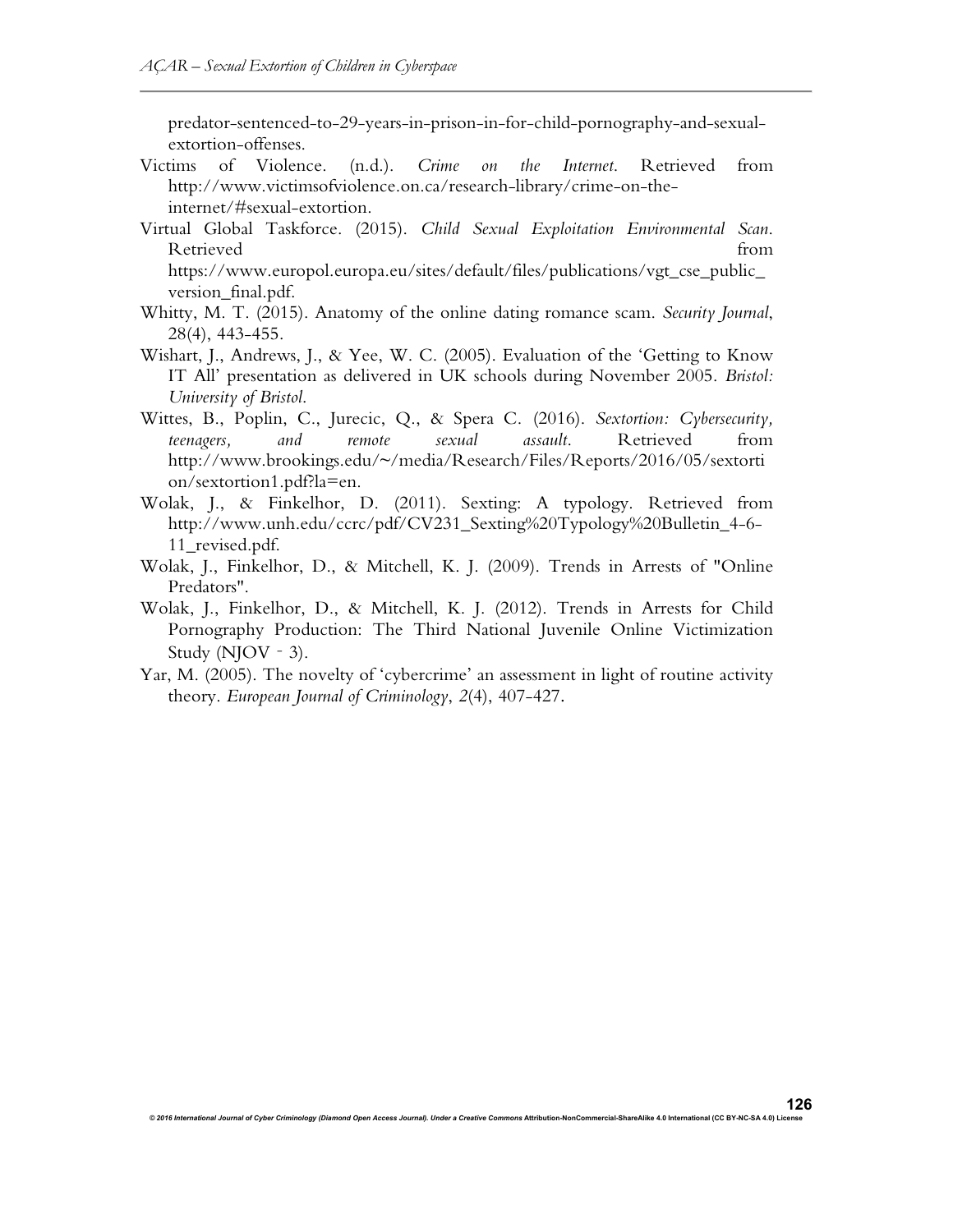predator-sentenced-to-29-years-in-prison-in-for-child-pornography-and-sexual-extortion-offenses.

Victims of Violence. (n.d.). *Crime on the Internet*. Retrieved from http://www.victimsofviolence.on.ca/research-library/crime-on-the-internet/#sexual-extortion.

Virtual Global Taskforce. (2015). *Child Sexual Exploitation Environmental Scan*. Retrieved from https://www.europol.europa.eu/sites/default/files/publications/vgt_cse_public_version_final.pdf.

Whitty, M. T. (2015). Anatomy of the online dating romance scam. *Security Journal*, 28(4), 443-455.

Wishart, J., Andrews, J., & Yee, W. C. (2005). Evaluation of the 'Getting to Know IT All' presentation as delivered in UK schools during November 2005. *Bristol: University of Bristol*.

Wittes, B., Poplin, C., Jurecic, Q., & Spera C. (2016). *Sextortion: Cybersecurity, teenagers, and remote sexual assault*. Retrieved from http://www.brookings.edu/~/media/Research/Files/Reports/2016/05/sextortion/sextortion1.pdf?la=en.

Wolak, J., & Finkelhor, D. (2011). Sexting: A typology. Retrieved from http://www.unh.edu/ccrc/pdf/CV231_Sexting%20Typology%20Bulletin_4-6-11_revised.pdf.

Wolak, J., Finkelhor, D., & Mitchell, K. J. (2009). Trends in Arrests of "Online Predators".

Wolak, J., Finkelhor, D., & Mitchell, K. J. (2012). Trends in Arrests for Child Pornography Production: The Third National Juvenile Online Victimization Study (NJOV ‑ 3).

Yar, M. (2005). The novelty of 'cybercrime' an assessment in light of routine activity theory. *European Journal of Criminology*, *2*(4), 407-427.

*© 2016 International Journal of Cyber Criminology (Diamond Open Access Journal). Under a Creative Commons* Attribution-NonCommercial-ShareAlike 4.0 International (CC BY-NC-SA 4.0) License